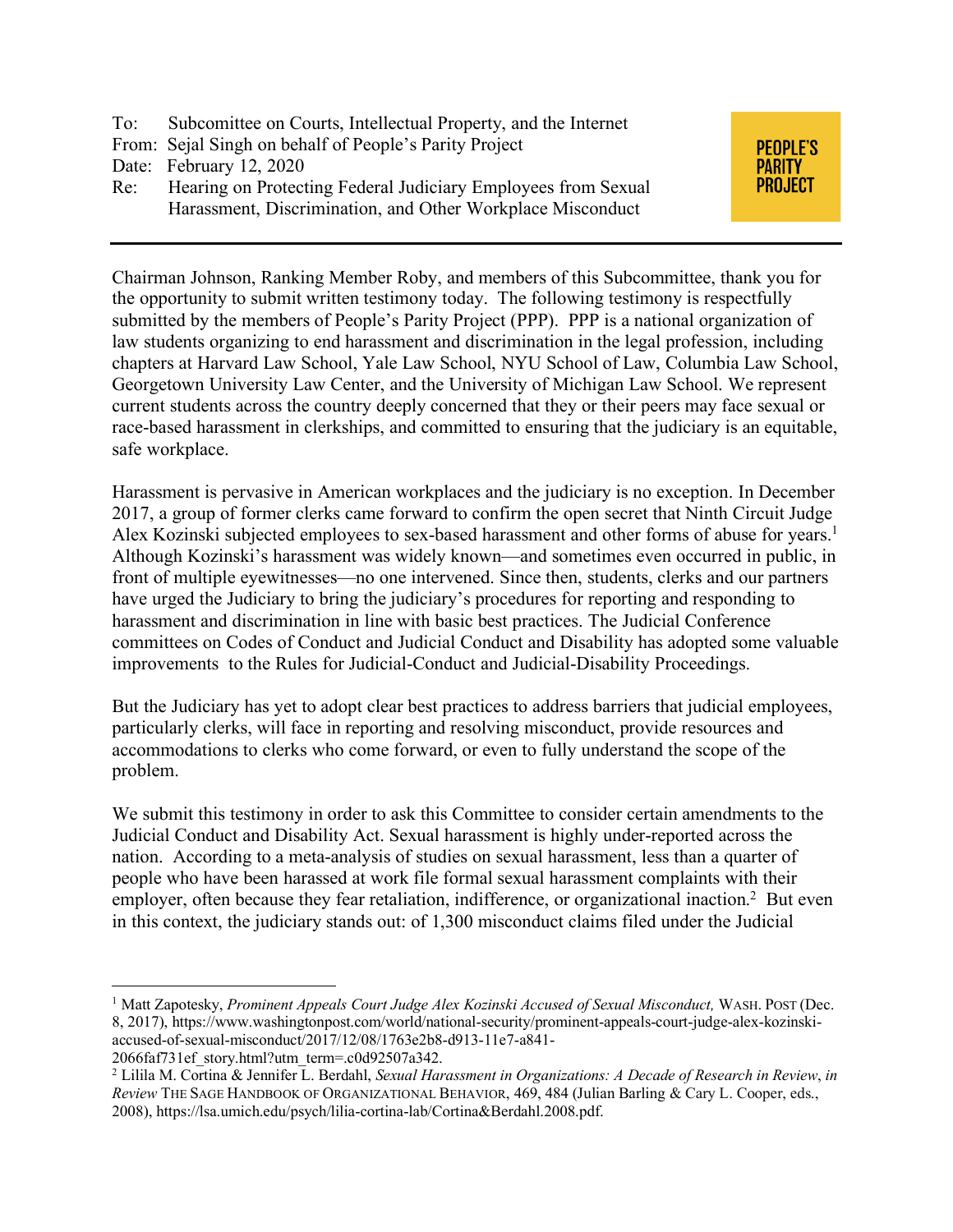To: Subcomittee on Courts, Intellectual Property, and the Internet
From: Sejal Singh on behalf of People's Parity Project
Date: February 12, 2020
Re: Hearing on Protecting Federal Judiciary Employees from Sexual Harassment, Discrimination, and Other Workplace Misconduct

**PEOPLE'S PARITY PROJECT**

---

Chairman Johnson, Ranking Member Roby, and members of this Subcommittee, thank you for the opportunity to submit written testimony today. The following testimony is respectfully submitted by the members of People's Parity Project (PPP). PPP is a national organization of law students organizing to end harassment and discrimination in the legal profession, including chapters at Harvard Law School, Yale Law School, NYU School of Law, Columbia Law School, Georgetown University Law Center, and the University of Michigan Law School. We represent current students across the country deeply concerned that they or their peers may face sexual or race-based harassment in clerkships, and committed to ensuring that the judiciary is an equitable, safe workplace.

Harassment is pervasive in American workplaces and the judiciary is no exception. In December 2017, a group of former clerks came forward to confirm the open secret that Ninth Circuit Judge Alex Kozinski subjected employees to sex-based harassment and other forms of abuse for years.[1] Although Kozinski's harassment was widely known—and sometimes even occurred in public, in front of multiple eyewitnesses—no one intervened. Since then, students, clerks and our partners have urged the Judiciary to bring the judiciary's procedures for reporting and responding to harassment and discrimination in line with basic best practices. The Judicial Conference committees on Codes of Conduct and Judicial Conduct and Disability has adopted some valuable improvements to the Rules for Judicial-Conduct and Judicial-Disability Proceedings.

But the Judiciary has yet to adopt clear best practices to address barriers that judicial employees, particularly clerks, will face in reporting and resolving misconduct, provide resources and accommodations to clerks who come forward, or even to fully understand the scope of the problem.

We submit this testimony in order to ask this Committee to consider certain amendments to the Judicial Conduct and Disability Act. Sexual harassment is highly under-reported across the nation. According to a meta-analysis of studies on sexual harassment, less than a quarter of people who have been harassed at work file formal sexual harassment complaints with their employer, often because they fear retaliation, indifference, or organizational inaction.[2] But even in this context, the judiciary stands out: of 1,300 misconduct claims filed under the Judicial

---

[1] Matt Zapotesky, *Prominent Appeals Court Judge Alex Kozinski Accused of Sexual Misconduct,* WASH. POST (Dec. 8, 2017), https://www.washingtonpost.com/world/national-security/prominent-appeals-court-judge-alex-kozinski-accused-of-sexual-misconduct/2017/12/08/1763e2b8-d913-11e7-a841-2066faf731ef_story.html?utm_term=.c0d92507a342.

[2] Lilila M. Cortina & Jennifer L. Berdahl, *Sexual Harassment in Organizations: A Decade of Research in Review*, *in Review* THE SAGE HANDBOOK OF ORGANIZATIONAL BEHAVIOR, 469, 484 (Julian Barling & Cary L. Cooper, eds., 2008), https://lsa.umich.edu/psych/lilia-cortina-lab/Cortina&Berdahl.2008.pdf.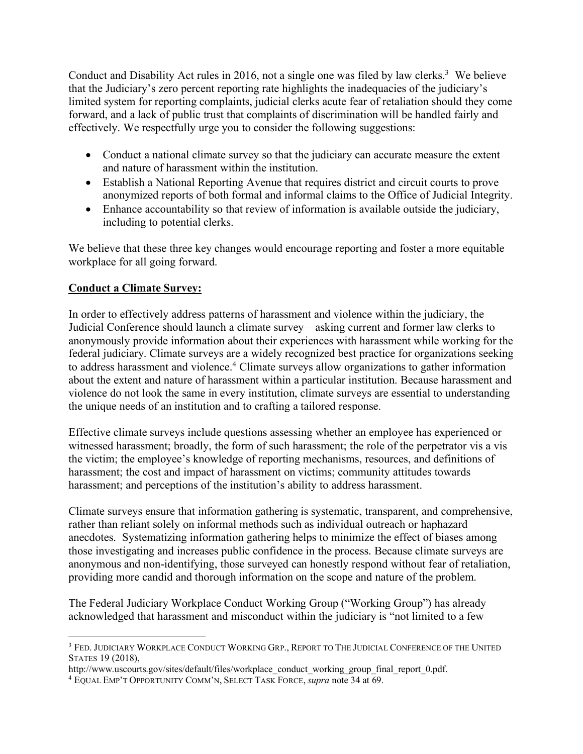Conduct and Disability Act rules in 2016, not a single one was filed by law clerks.[3] We believe that the Judiciary's zero percent reporting rate highlights the inadequacies of the judiciary's limited system for reporting complaints, judicial clerks acute fear of retaliation should they come forward, and a lack of public trust that complaints of discrimination will be handled fairly and effectively. We respectfully urge you to consider the following suggestions:

- Conduct a national climate survey so that the judiciary can accurate measure the extent and nature of harassment within the institution.
- Establish a National Reporting Avenue that requires district and circuit courts to prove anonymized reports of both formal and informal claims to the Office of Judicial Integrity.
- Enhance accountability so that review of information is available outside the judiciary, including to potential clerks.

We believe that these three key changes would encourage reporting and foster a more equitable workplace for all going forward.

**Conduct a Climate Survey:**

In order to effectively address patterns of harassment and violence within the judiciary, the Judicial Conference should launch a climate survey—asking current and former law clerks to anonymously provide information about their experiences with harassment while working for the federal judiciary. Climate surveys are a widely recognized best practice for organizations seeking to address harassment and violence.[4] Climate surveys allow organizations to gather information about the extent and nature of harassment within a particular institution. Because harassment and violence do not look the same in every institution, climate surveys are essential to understanding the unique needs of an institution and to crafting a tailored response.

Effective climate surveys include questions assessing whether an employee has experienced or witnessed harassment; broadly, the form of such harassment; the role of the perpetrator vis a vis the victim; the employee's knowledge of reporting mechanisms, resources, and definitions of harassment; the cost and impact of harassment on victims; community attitudes towards harassment; and perceptions of the institution's ability to address harassment.

Climate surveys ensure that information gathering is systematic, transparent, and comprehensive, rather than reliant solely on informal methods such as individual outreach or haphazard anecdotes. Systematizing information gathering helps to minimize the effect of biases among those investigating and increases public confidence in the process. Because climate surveys are anonymous and non-identifying, those surveyed can honestly respond without fear of retaliation, providing more candid and thorough information on the scope and nature of the problem.

The Federal Judiciary Workplace Conduct Working Group ("Working Group") has already acknowledged that harassment and misconduct within the judiciary is "not limited to a few

---

[3] FED. JUDICIARY WORKPLACE CONDUCT WORKING GRP., REPORT TO THE JUDICIAL CONFERENCE OF THE UNITED STATES 19 (2018), http://www.uscourts.gov/sites/default/files/workplace_conduct_working_group_final_report_0.pdf.

[4] EQUAL EMP'T OPPORTUNITY COMM'N, SELECT TASK FORCE, *supra* note 34 at 69.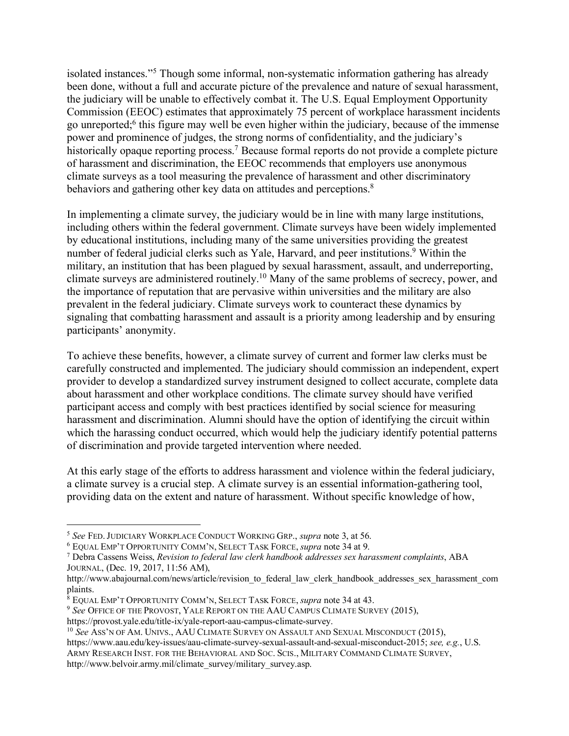isolated instances."[5] Though some informal, non-systematic information gathering has already been done, without a full and accurate picture of the prevalence and nature of sexual harassment, the judiciary will be unable to effectively combat it. The U.S. Equal Employment Opportunity Commission (EEOC) estimates that approximately 75 percent of workplace harassment incidents go unreported;[6] this figure may well be even higher within the judiciary, because of the immense power and prominence of judges, the strong norms of confidentiality, and the judiciary's historically opaque reporting process.[7] Because formal reports do not provide a complete picture of harassment and discrimination, the EEOC recommends that employers use anonymous climate surveys as a tool measuring the prevalence of harassment and other discriminatory behaviors and gathering other key data on attitudes and perceptions.[8]

In implementing a climate survey, the judiciary would be in line with many large institutions, including others within the federal government. Climate surveys have been widely implemented by educational institutions, including many of the same universities providing the greatest number of federal judicial clerks such as Yale, Harvard, and peer institutions.[9] Within the military, an institution that has been plagued by sexual harassment, assault, and underreporting, climate surveys are administered routinely.[10] Many of the same problems of secrecy, power, and the importance of reputation that are pervasive within universities and the military are also prevalent in the federal judiciary. Climate surveys work to counteract these dynamics by signaling that combatting harassment and assault is a priority among leadership and by ensuring participants' anonymity.

To achieve these benefits, however, a climate survey of current and former law clerks must be carefully constructed and implemented. The judiciary should commission an independent, expert provider to develop a standardized survey instrument designed to collect accurate, complete data about harassment and other workplace conditions. The climate survey should have verified participant access and comply with best practices identified by social science for measuring harassment and discrimination. Alumni should have the option of identifying the circuit within which the harassing conduct occurred, which would help the judiciary identify potential patterns of discrimination and provide targeted intervention where needed.

At this early stage of the efforts to address harassment and violence within the federal judiciary, a climate survey is a crucial step. A climate survey is an essential information-gathering tool, providing data on the extent and nature of harassment. Without specific knowledge of how,

---

[5] *See* FED. JUDICIARY WORKPLACE CONDUCT WORKING GRP., *supra* note 3, at 56.

[6] EQUAL EMP'T OPPORTUNITY COMM'N, SELECT TASK FORCE, *supra* note 34 at 9.

[7] Debra Cassens Weiss, *Revision to federal law clerk handbook addresses sex harassment complaints*, ABA JOURNAL, (Dec. 19, 2017, 11:56 AM), http://www.abajournal.com/news/article/revision_to_federal_law_clerk_handbook_addresses_sex_harassment_complaints.

[8] EQUAL EMP'T OPPORTUNITY COMM'N, SELECT TASK FORCE, *supra* note 34 at 43.

[9] *See* OFFICE OF THE PROVOST, YALE REPORT ON THE AAU CAMPUS CLIMATE SURVEY (2015), https://provost.yale.edu/title-ix/yale-report-aau-campus-climate-survey.

[10] *See* ASS'N OF AM. UNIVS., AAU CLIMATE SURVEY ON ASSAULT AND SEXUAL MISCONDUCT (2015), https://www.aau.edu/key-issues/aau-climate-survey-sexual-assault-and-sexual-misconduct-2015; *see, e.g.*, U.S. ARMY RESEARCH INST. FOR THE BEHAVIORAL AND SOC. SCIS., MILITARY COMMAND CLIMATE SURVEY, http://www.belvoir.army.mil/climate_survey/military_survey.asp.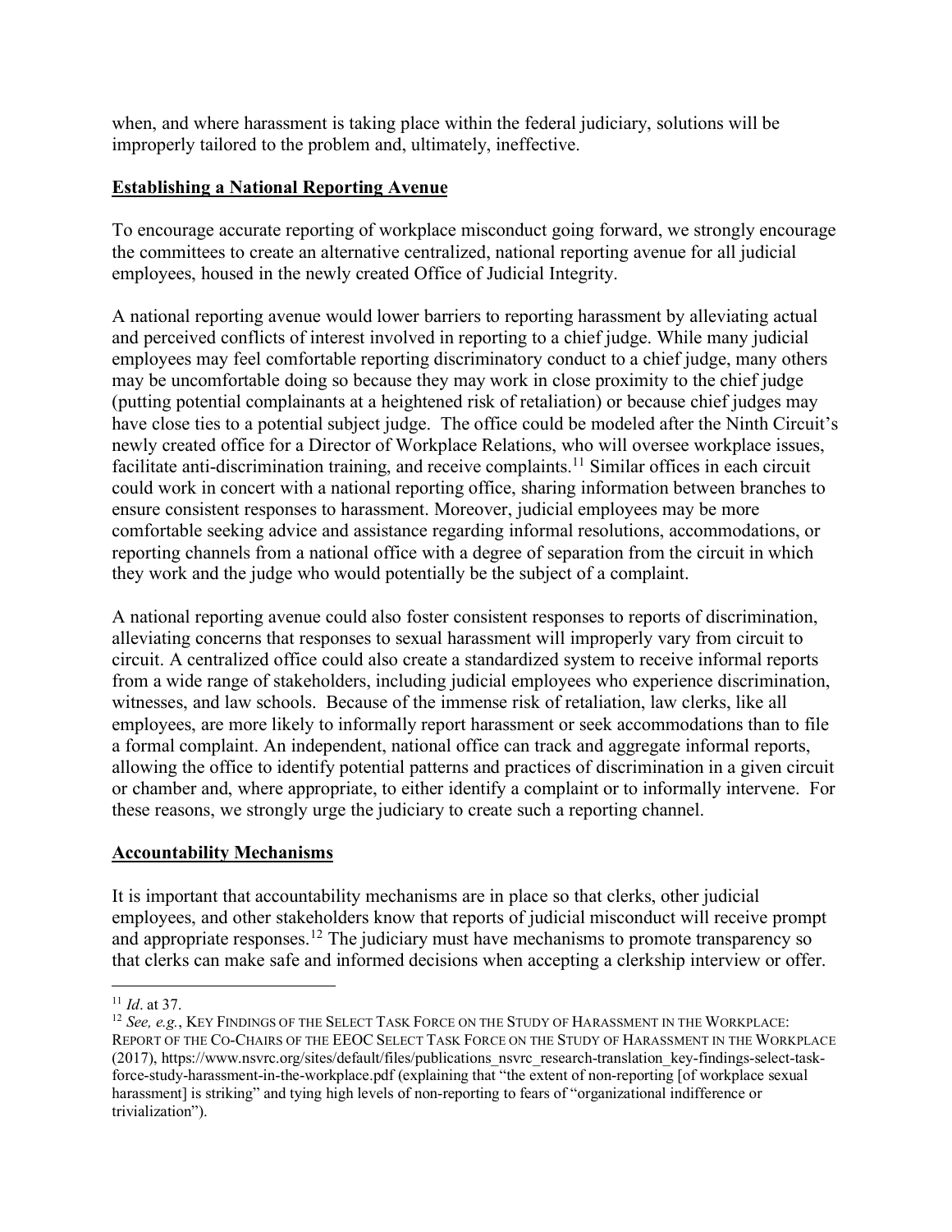when, and where harassment is taking place within the federal judiciary, solutions will be improperly tailored to the problem and, ultimately, ineffective.

## Establishing a National Reporting Avenue

To encourage accurate reporting of workplace misconduct going forward, we strongly encourage the committees to create an alternative centralized, national reporting avenue for all judicial employees, housed in the newly created Office of Judicial Integrity.

A national reporting avenue would lower barriers to reporting harassment by alleviating actual and perceived conflicts of interest involved in reporting to a chief judge. While many judicial employees may feel comfortable reporting discriminatory conduct to a chief judge, many others may be uncomfortable doing so because they may work in close proximity to the chief judge (putting potential complainants at a heightened risk of retaliation) or because chief judges may have close ties to a potential subject judge. The office could be modeled after the Ninth Circuit's newly created office for a Director of Workplace Relations, who will oversee workplace issues, facilitate anti-discrimination training, and receive complaints.[11] Similar offices in each circuit could work in concert with a national reporting office, sharing information between branches to ensure consistent responses to harassment. Moreover, judicial employees may be more comfortable seeking advice and assistance regarding informal resolutions, accommodations, or reporting channels from a national office with a degree of separation from the circuit in which they work and the judge who would potentially be the subject of a complaint.

A national reporting avenue could also foster consistent responses to reports of discrimination, alleviating concerns that responses to sexual harassment will improperly vary from circuit to circuit. A centralized office could also create a standardized system to receive informal reports from a wide range of stakeholders, including judicial employees who experience discrimination, witnesses, and law schools. Because of the immense risk of retaliation, law clerks, like all employees, are more likely to informally report harassment or seek accommodations than to file a formal complaint. An independent, national office can track and aggregate informal reports, allowing the office to identify potential patterns and practices of discrimination in a given circuit or chamber and, where appropriate, to either identify a complaint or to informally intervene. For these reasons, we strongly urge the judiciary to create such a reporting channel.

## Accountability Mechanisms

It is important that accountability mechanisms are in place so that clerks, other judicial employees, and other stakeholders know that reports of judicial misconduct will receive prompt and appropriate responses.[12] The judiciary must have mechanisms to promote transparency so that clerks can make safe and informed decisions when accepting a clerkship interview or offer.

---

[11] *Id*. at 37.

[12] *See, e.g.*, KEY FINDINGS OF THE SELECT TASK FORCE ON THE STUDY OF HARASSMENT IN THE WORKPLACE: REPORT OF THE CO-CHAIRS OF THE EEOC SELECT TASK FORCE ON THE STUDY OF HARASSMENT IN THE WORKPLACE (2017), https://www.nsvrc.org/sites/default/files/publications_nsvrc_research-translation_key-findings-select-task-force-study-harassment-in-the-workplace.pdf (explaining that "the extent of non-reporting [of workplace sexual harassment] is striking" and tying high levels of non-reporting to fears of "organizational indifference or trivialization").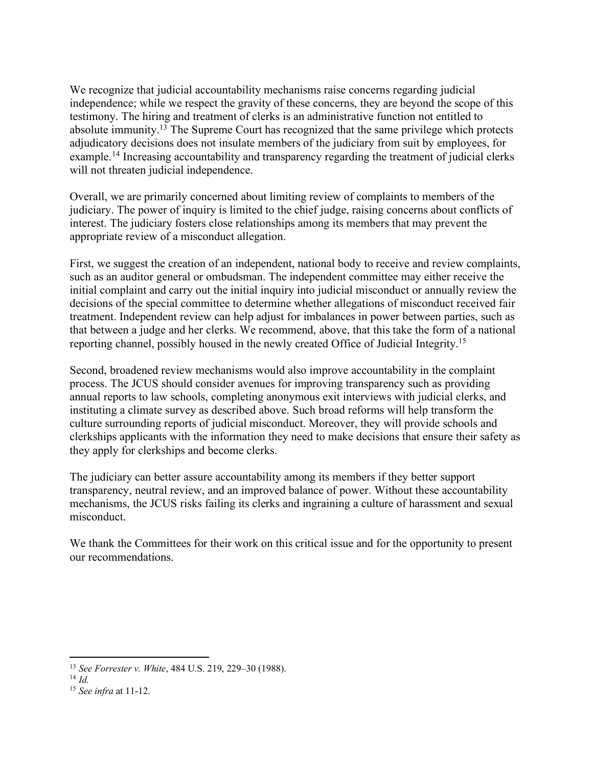We recognize that judicial accountability mechanisms raise concerns regarding judicial independence; while we respect the gravity of these concerns, they are beyond the scope of this testimony. The hiring and treatment of clerks is an administrative function not entitled to absolute immunity.[13] The Supreme Court has recognized that the same privilege which protects adjudicatory decisions does not insulate members of the judiciary from suit by employees, for example.[14] Increasing accountability and transparency regarding the treatment of judicial clerks will not threaten judicial independence.

Overall, we are primarily concerned about limiting review of complaints to members of the judiciary. The power of inquiry is limited to the chief judge, raising concerns about conflicts of interest. The judiciary fosters close relationships among its members that may prevent the appropriate review of a misconduct allegation.

First, we suggest the creation of an independent, national body to receive and review complaints, such as an auditor general or ombudsman. The independent committee may either receive the initial complaint and carry out the initial inquiry into judicial misconduct or annually review the decisions of the special committee to determine whether allegations of misconduct received fair treatment. Independent review can help adjust for imbalances in power between parties, such as that between a judge and her clerks. We recommend, above, that this take the form of a national reporting channel, possibly housed in the newly created Office of Judicial Integrity.[15]

Second, broadened review mechanisms would also improve accountability in the complaint process. The JCUS should consider avenues for improving transparency such as providing annual reports to law schools, completing anonymous exit interviews with judicial clerks, and instituting a climate survey as described above. Such broad reforms will help transform the culture surrounding reports of judicial misconduct. Moreover, they will provide schools and clerkships applicants with the information they need to make decisions that ensure their safety as they apply for clerkships and become clerks.

The judiciary can better assure accountability among its members if they better support transparency, neutral review, and an improved balance of power. Without these accountability mechanisms, the JCUS risks failing its clerks and ingraining a culture of harassment and sexual misconduct.

We thank the Committees for their work on this critical issue and for the opportunity to present our recommendations.

---

[13] *See Forrester v. White*, 484 U.S. 219, 229–30 (1988).

[14] *Id.*

[15] *See infra* at 11-12.